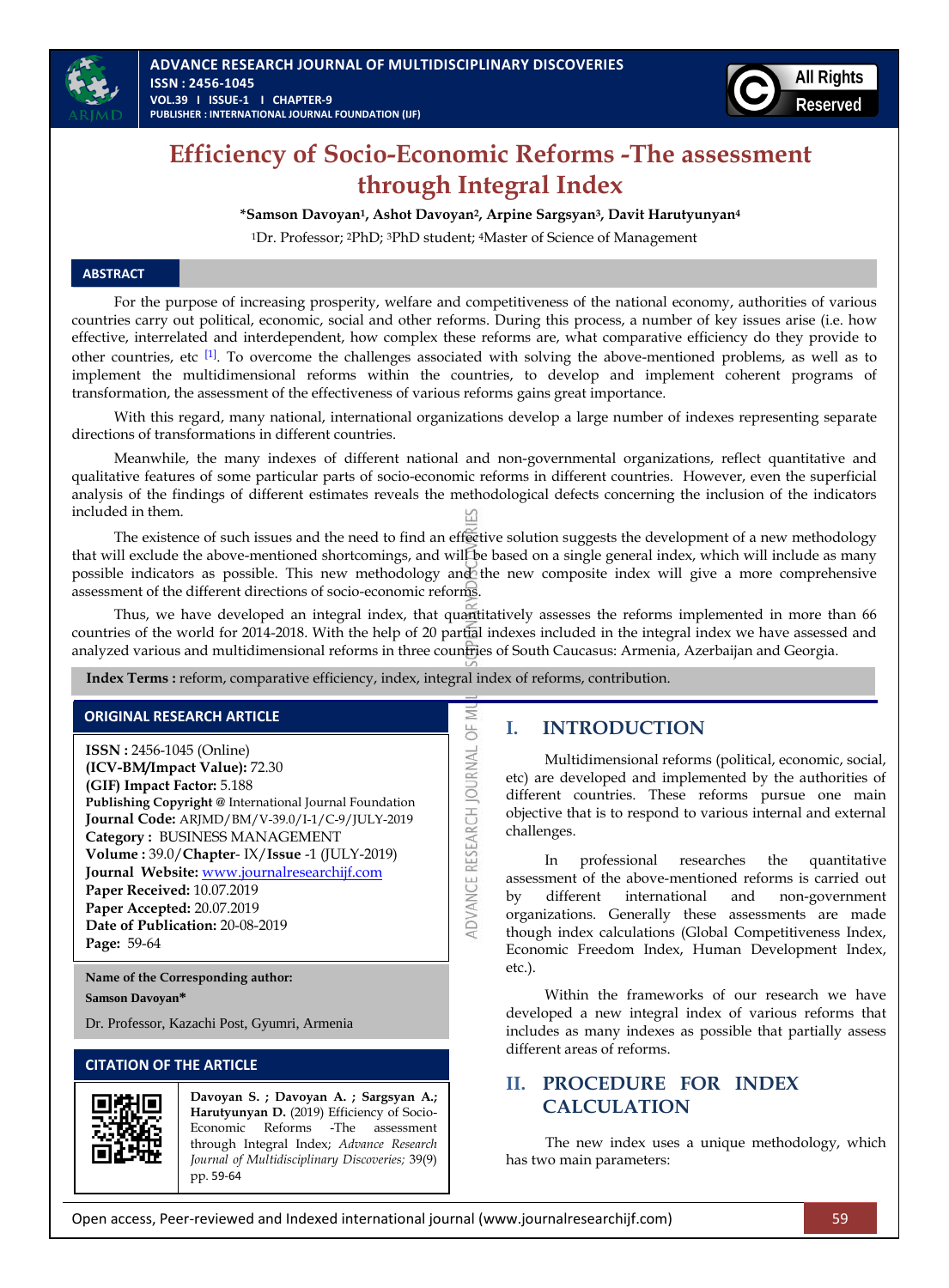# Efficiency of Socio-Economic Reforms -The assessment through Integral Index

**\*Samson Davoyan[1], Ashot Davoyan[2], Arpine Sargsyan[3], Davit Harutyunyan[4]**

[1]Dr. Professor; [2]PhD; [3]PhD student; [4]Master of Science of Management

## ABSTRACT

For the purpose of increasing prosperity, welfare and competitiveness of the national economy, authorities of various countries carry out political, economic, social and other reforms. During this process, a number of key issues arise (i.e. how effective, interrelated and interdependent, how complex these reforms are, what comparative efficiency do they provide to other countries, etc [1]. To overcome the challenges associated with solving the above-mentioned problems, as well as to implement the multidimensional reforms within the countries, to develop and implement coherent programs of transformation, the assessment of the effectiveness of various reforms gains great importance.

With this regard, many national, international organizations develop a large number of indexes representing separate directions of transformations in different countries.

Meanwhile, the many indexes of different national and non-governmental organizations, reflect quantitative and qualitative features of some particular parts of socio-economic reforms in different countries. However, even the superficial analysis of the findings of different estimates reveals the methodological defects concerning the inclusion of the indicators included in them.

The existence of such issues and the need to find an effective solution suggests the development of a new methodology that will exclude the above-mentioned shortcomings, and will be based on a single general index, which will include as many possible indicators as possible. This new methodology and the new composite index will give a more comprehensive assessment of the different directions of socio-economic reforms.

Thus, we have developed an integral index, that quantitatively assesses the reforms implemented in more than 66 countries of the world for 2014-2018. With the help of 20 partial indexes included in the integral index we have assessed and analyzed various and multidimensional reforms in three countries of South Caucasus: Armenia, Azerbaijan and Georgia.

**Index Terms :** reform, comparative efficiency, index, integral index of reforms, contribution.

## ORIGINAL RESEARCH ARTICLE

**ISSN :** 2456-1045 (Online)
**(ICV-BM/Impact Value):** 72.30
**(GIF) Impact Factor:** 5.188
**Publishing Copyright @** International Journal Foundation
**Journal Code:** ARJMD/BM/V-39.0/I-1/C-9/JULY-2019
**Category :** BUSINESS MANAGEMENT
**Volume :** 39.0/**Chapter**- IX/**Issue** -1 (JULY-2019)
**Journal Website:** www.journalresearchijf.com
**Paper Received:** 10.07.2019
**Paper Accepted:** 20.07.2019
**Date of Publication:** 20-08-2019
**Page:** 59-64

**Name of the Corresponding author:**
**Samson Davoyan\***
Dr. Professor, Kazachi Post, Gyumri, Armenia

## CITATION OF THE ARTICLE

**Davoyan S. ; Davoyan A. ; Sargsyan A.; Harutyunyan D.** (2019) Efficiency of Socio-Economic Reforms -The assessment through Integral Index; *Advance Research Journal of Multidisciplinary Discoveries;* 39(9) pp. 59-64

## I. INTRODUCTION

Multidimensional reforms (political, economic, social, etc) are developed and implemented by the authorities of different countries. These reforms pursue one main objective that is to respond to various internal and external challenges.

In professional researches the quantitative assessment of the above-mentioned reforms is carried out by different international and non-government organizations. Generally these assessments are made though index calculations (Global Competitiveness Index, Economic Freedom Index, Human Development Index, etc.).

Within the frameworks of our research we have developed a new integral index of various reforms that includes as many indexes as possible that partially assess different areas of reforms.

## II. PROCEDURE FOR INDEX CALCULATION

The new index uses a unique methodology, which has two main parameters: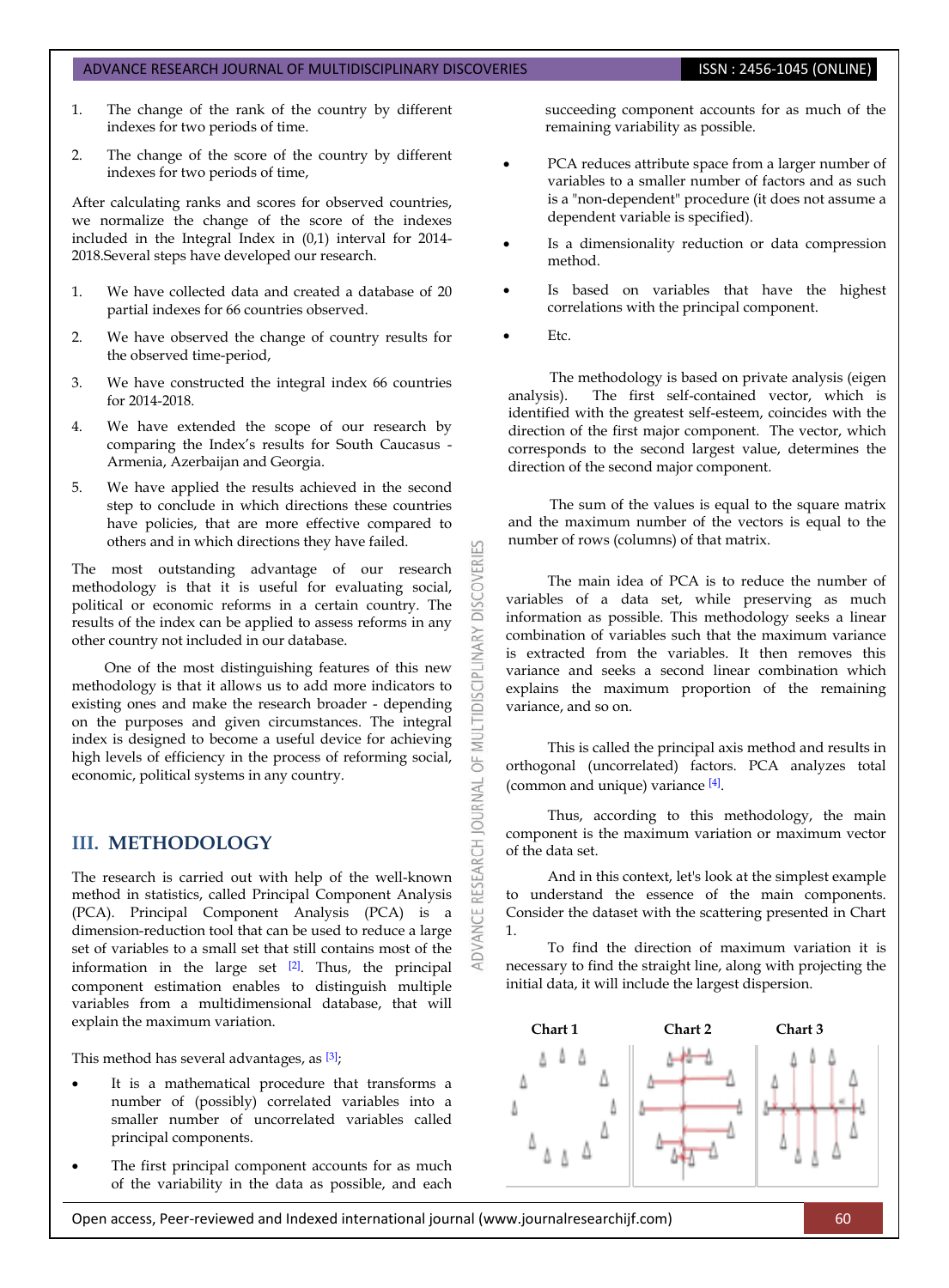1. The change of the rank of the country by different indexes for two periods of time.
2. The change of the score of the country by different indexes for two periods of time,

After calculating ranks and scores for observed countries, we normalize the change of the score of the indexes included in the Integral Index in (0,1) interval for 2014-2018.Several steps have developed our research.

1. We have collected data and created a database of 20 partial indexes for 66 countries observed.
2. We have observed the change of country results for the observed time-period,
3. We have constructed the integral index 66 countries for 2014-2018.
4. We have extended the scope of our research by comparing the Index's results for South Caucasus - Armenia, Azerbaijan and Georgia.
5. We have applied the results achieved in the second step to conclude in which directions these countries have policies, that are more effective compared to others and in which directions they have failed.

The most outstanding advantage of our research methodology is that it is useful for evaluating social, political or economic reforms in a certain country. The results of the index can be applied to assess reforms in any other country not included in our database.

One of the most distinguishing features of this new methodology is that it allows us to add more indicators to existing ones and make the research broader - depending on the purposes and given circumstances. The integral index is designed to become a useful device for achieving high levels of efficiency in the process of reforming social, economic, political systems in any country.

## III. METHODOLOGY

The research is carried out with help of the well-known method in statistics, called Principal Component Analysis (PCA). Principal Component Analysis (PCA) is a dimension-reduction tool that can be used to reduce a large set of variables to a small set that still contains most of the information in the large set [2]. Thus, the principal component estimation enables to distinguish multiple variables from a multidimensional database, that will explain the maximum variation.

This method has several advantages, as [3];

- It is a mathematical procedure that transforms a number of (possibly) correlated variables into a smaller number of uncorrelated variables called principal components.
- The first principal component accounts for as much of the variability in the data as possible, and each succeeding component accounts for as much of the remaining variability as possible.
- PCA reduces attribute space from a larger number of variables to a smaller number of factors and as such is a "non-dependent" procedure (it does not assume a dependent variable is specified).
- Is a dimensionality reduction or data compression method.
- Is based on variables that have the highest correlations with the principal component.
- Etc.

The methodology is based on private analysis (eigen analysis). The first self-contained vector, which is identified with the greatest self-esteem, coincides with the direction of the first major component. The vector, which corresponds to the second largest value, determines the direction of the second major component.

The sum of the values is equal to the square matrix and the maximum number of the vectors is equal to the number of rows (columns) of that matrix.

The main idea of PCA is to reduce the number of variables of a data set, while preserving as much information as possible. This methodology seeks a linear combination of variables such that the maximum variance is extracted from the variables. It then removes this variance and seeks a second linear combination which explains the maximum proportion of the remaining variance, and so on.

This is called the principal axis method and results in orthogonal (uncorrelated) factors. PCA analyzes total (common and unique) variance [4].

Thus, according to this methodology, the main component is the maximum variation or maximum vector of the data set.

And in this context, let's look at the simplest example to understand the essence of the main components. Consider the dataset with the scattering presented in Chart 1.

To find the direction of maximum variation it is necessary to find the straight line, along with projecting the initial data, it will include the largest dispersion.

Chart 1 Chart 2 Chart 3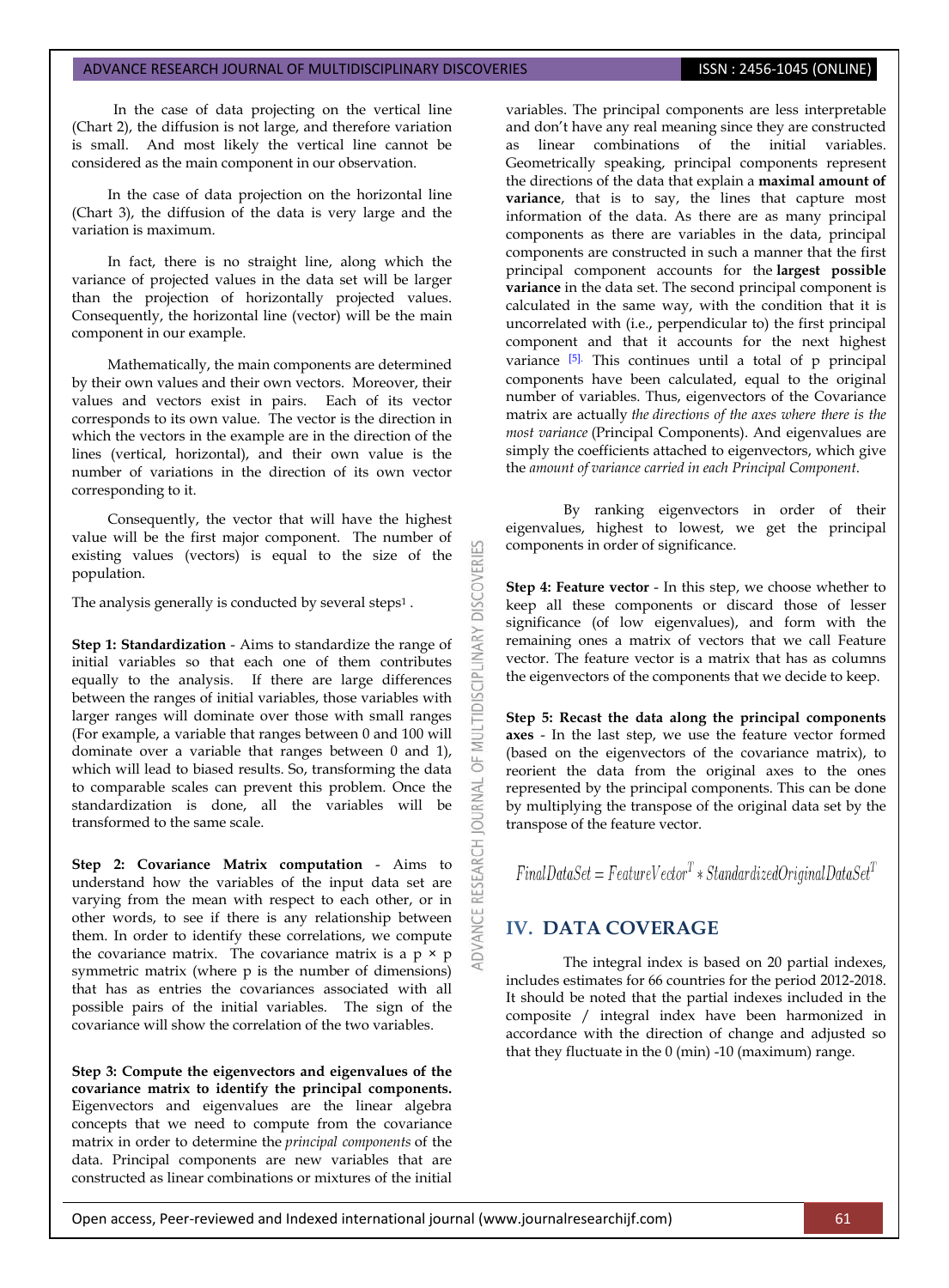In the case of data projecting on the vertical line (Chart 2), the diffusion is not large, and therefore variation is small. And most likely the vertical line cannot be considered as the main component in our observation.

In the case of data projection on the horizontal line (Chart 3), the diffusion of the data is very large and the variation is maximum.

In fact, there is no straight line, along which the variance of projected values in the data set will be larger than the projection of horizontally projected values. Consequently, the horizontal line (vector) will be the main component in our example.

Mathematically, the main components are determined by their own values and their own vectors. Moreover, their values and vectors exist in pairs. Each of its vector corresponds to its own value. The vector is the direction in which the vectors in the example are in the direction of the lines (vertical, horizontal), and their own value is the number of variations in the direction of its own vector corresponding to it.

Consequently, the vector that will have the highest value will be the first major component. The number of existing values (vectors) is equal to the size of the population.

The analysis generally is conducted by several steps[1] .

**Step 1: Standardization** - Aims to standardize the range of initial variables so that each one of them contributes equally to the analysis. If there are large differences between the ranges of initial variables, those variables with larger ranges will dominate over those with small ranges (For example, a variable that ranges between 0 and 100 will dominate over a variable that ranges between 0 and 1), which will lead to biased results. So, transforming the data to comparable scales can prevent this problem. Once the standardization is done, all the variables will be transformed to the same scale.

**Step 2: Covariance Matrix computation** - Aims to understand how the variables of the input data set are varying from the mean with respect to each other, or in other words, to see if there is any relationship between them. In order to identify these correlations, we compute the covariance matrix. The covariance matrix is a p × p symmetric matrix (where p is the number of dimensions) that has as entries the covariances associated with all possible pairs of the initial variables. The sign of the covariance will show the correlation of the two variables.

**Step 3: Compute the eigenvectors and eigenvalues of the covariance matrix to identify the principal components.** Eigenvectors and eigenvalues are the linear algebra concepts that we need to compute from the covariance matrix in order to determine the *principal components* of the data. Principal components are new variables that are constructed as linear combinations or mixtures of the initial variables. The principal components are less interpretable and don't have any real meaning since they are constructed as linear combinations of the initial variables. Geometrically speaking, principal components represent the directions of the data that explain a **maximal amount of variance**, that is to say, the lines that capture most information of the data. As there are as many principal components as there are variables in the data, principal components are constructed in such a manner that the first principal component accounts for the **largest possible variance** in the data set. The second principal component is calculated in the same way, with the condition that it is uncorrelated with (i.e., perpendicular to) the first principal component and that it accounts for the next highest variance [5]. This continues until a total of p principal components have been calculated, equal to the original number of variables. Thus, eigenvectors of the Covariance matrix are actually *the directions of the axes where there is the most variance* (Principal Components). And eigenvalues are simply the coefficients attached to eigenvectors, which give the *amount of variance carried in each Principal Component*.

By ranking eigenvectors in order of their eigenvalues, highest to lowest, we get the principal components in order of significance.

**Step 4: Feature vector** - In this step, we choose whether to keep all these components or discard those of lesser significance (of low eigenvalues), and form with the remaining ones a matrix of vectors that we call Feature vector. The feature vector is a matrix that has as columns the eigenvectors of the components that we decide to keep.

**Step 5: Recast the data along the principal components axes** - In the last step, we use the feature vector formed (based on the eigenvectors of the covariance matrix), to reorient the data from the original axes to the ones represented by the principal components. This can be done by multiplying the transpose of the original data set by the transpose of the feature vector.

$$FinalDataSet = FeatureVector^T * StandardizedOriginalDataSet^T$$

## IV. DATA COVERAGE

The integral index is based on 20 partial indexes, includes estimates for 66 countries for the period 2012-2018. It should be noted that the partial indexes included in the composite / integral index have been harmonized in accordance with the direction of change and adjusted so that they fluctuate in the 0 (min) -10 (maximum) range.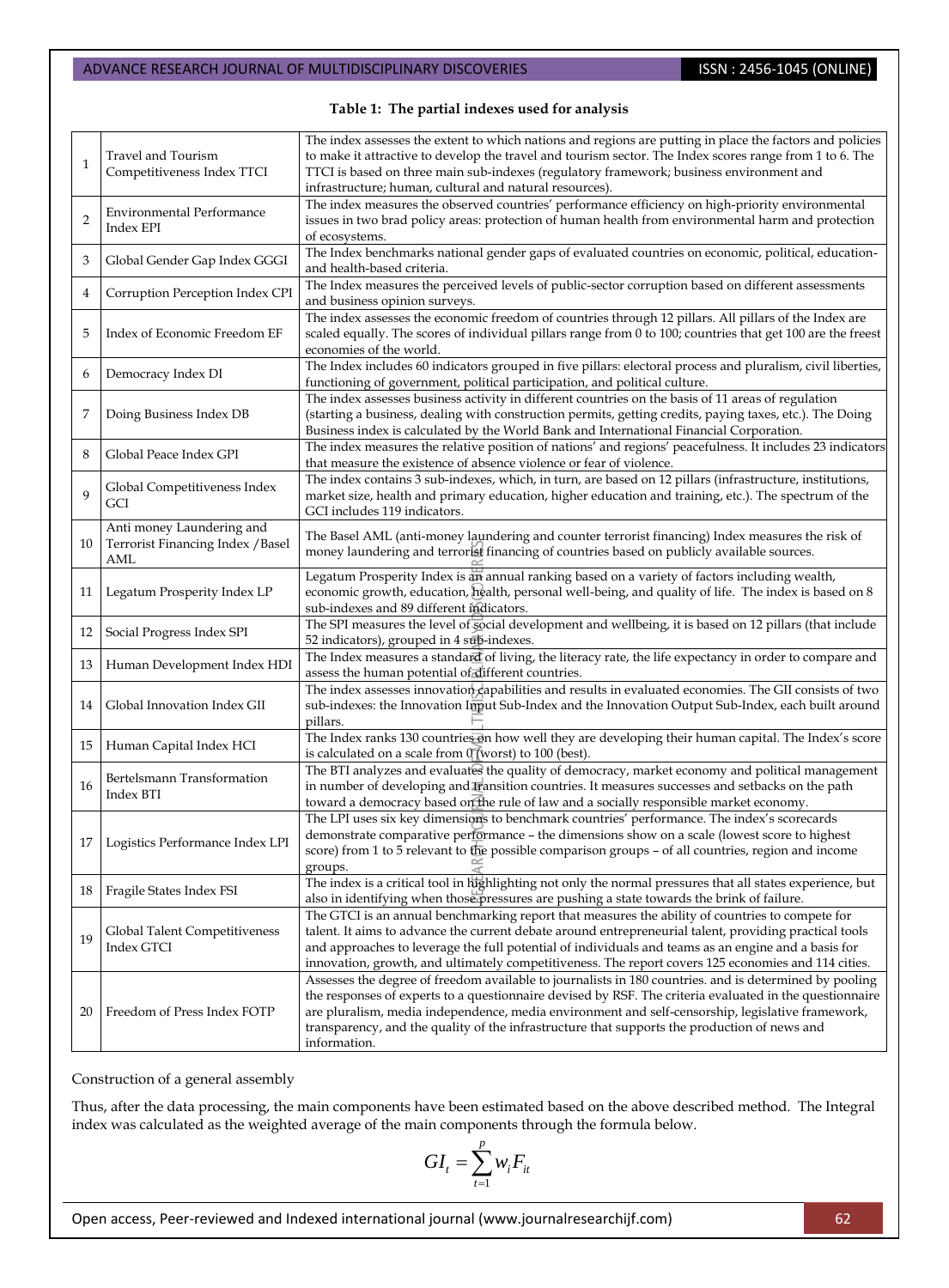**Table 1: The partial indexes used for analysis**

| | | |
|---|---|---|
| 1 | Travel and Tourism Competitiveness Index TTCI | The index assesses the extent to which nations and regions are putting in place the factors and policies to make it attractive to develop the travel and tourism sector. The Index scores range from 1 to 6. The TTCI is based on three main sub-indexes (regulatory framework; business environment and infrastructure; human, cultural and natural resources). |
| 2 | Environmental Performance Index EPI | The index measures the observed countries' performance efficiency on high-priority environmental issues in two brad policy areas: protection of human health from environmental harm and protection of ecosystems. |
| 3 | Global Gender Gap Index GGGI | The Index benchmarks national gender gaps of evaluated countries on economic, political, education- and health-based criteria. |
| 4 | Corruption Perception Index CPI | The Index measures the perceived levels of public-sector corruption based on different assessments and business opinion surveys. |
| 5 | Index of Economic Freedom EF | The index assesses the economic freedom of countries through 12 pillars. All pillars of the Index are scaled equally. The scores of individual pillars range from 0 to 100; countries that get 100 are the freest economies of the world. |
| 6 | Democracy Index DI | The Index includes 60 indicators grouped in five pillars: electoral process and pluralism, civil liberties, functioning of government, political participation, and political culture. |
| 7 | Doing Business Index DB | The index assesses business activity in different countries on the basis of 11 areas of regulation (starting a business, dealing with construction permits, getting credits, paying taxes, etc.). The Doing Business index is calculated by the World Bank and International Financial Corporation. |
| 8 | Global Peace Index GPI | The index measures the relative position of nations' and regions' peacefulness. It includes 23 indicators that measure the existence of absence violence or fear of violence. |
| 9 | Global Competitiveness Index GCI | The index contains 3 sub-indexes, which, in turn, are based on 12 pillars (infrastructure, institutions, market size, health and primary education, higher education and training, etc.). The spectrum of the GCI includes 119 indicators. |
| 10 | Anti money Laundering and Terrorist Financing Index /Basel AML | The Basel AML (anti-money laundering and counter terrorist financing) Index measures the risk of money laundering and terrorist financing of countries based on publicly available sources. |
| 11 | Legatum Prosperity Index LP | Legatum Prosperity Index is an annual ranking based on a variety of factors including wealth, economic growth, education, health, personal well-being, and quality of life. The index is based on 8 sub-indexes and 89 different indicators. |
| 12 | Social Progress Index SPI | The SPI measures the level of social development and wellbeing, it is based on 12 pillars (that include 52 indicators), grouped in 4 sub-indexes. |
| 13 | Human Development Index HDI | The Index measures a standard of living, the literacy rate, the life expectancy in order to compare and assess the human potential of different countries. |
| 14 | Global Innovation Index GII | The index assesses innovation capabilities and results in evaluated economies. The GII consists of two sub-indexes: the Innovation Input Sub-Index and the Innovation Output Sub-Index, each built around pillars. |
| 15 | Human Capital Index HCI | The Index ranks 130 countries on how well they are developing their human capital. The Index's score is calculated on a scale from 0 (worst) to 100 (best). |
| 16 | Bertelsmann Transformation Index BTI | The BTI analyzes and evaluates the quality of democracy, market economy and political management in number of developing and transition countries. It measures successes and setbacks on the path toward a democracy based on the rule of law and a socially responsible market economy. |
| 17 | Logistics Performance Index LPI | The LPI uses six key dimensions to benchmark countries' performance. The index's scorecards demonstrate comparative performance – the dimensions show on a scale (lowest score to highest score) from 1 to 5 relevant to the possible comparison groups – of all countries, region and income groups. |
| 18 | Fragile States Index FSI | The index is a critical tool in highlighting not only the normal pressures that all states experience, but also in identifying when those pressures are pushing a state towards the brink of failure. |
| 19 | Global Talent Competitiveness Index GTCI | The GTCI is an annual benchmarking report that measures the ability of countries to compete for talent. It aims to advance the current debate around entrepreneurial talent, providing practical tools and approaches to leverage the full potential of individuals and teams as an engine and a basis for innovation, growth, and ultimately competitiveness. The report covers 125 economies and 114 cities. |
| 20 | Freedom of Press Index FOTP | Assesses the degree of freedom available to journalists in 180 countries. and is determined by pooling the responses of experts to a questionnaire devised by RSF. The criteria evaluated in the questionnaire are pluralism, media independence, media environment and self-censorship, legislative framework, transparency, and the quality of the infrastructure that supports the production of news and information. |

Construction of a general assembly

Thus, after the data processing, the main components have been estimated based on the above described method. The Integral index was calculated as the weighted average of the main components through the formula below.

$$GI_t = \sum_{t=1}^{p} w_i F_{it}$$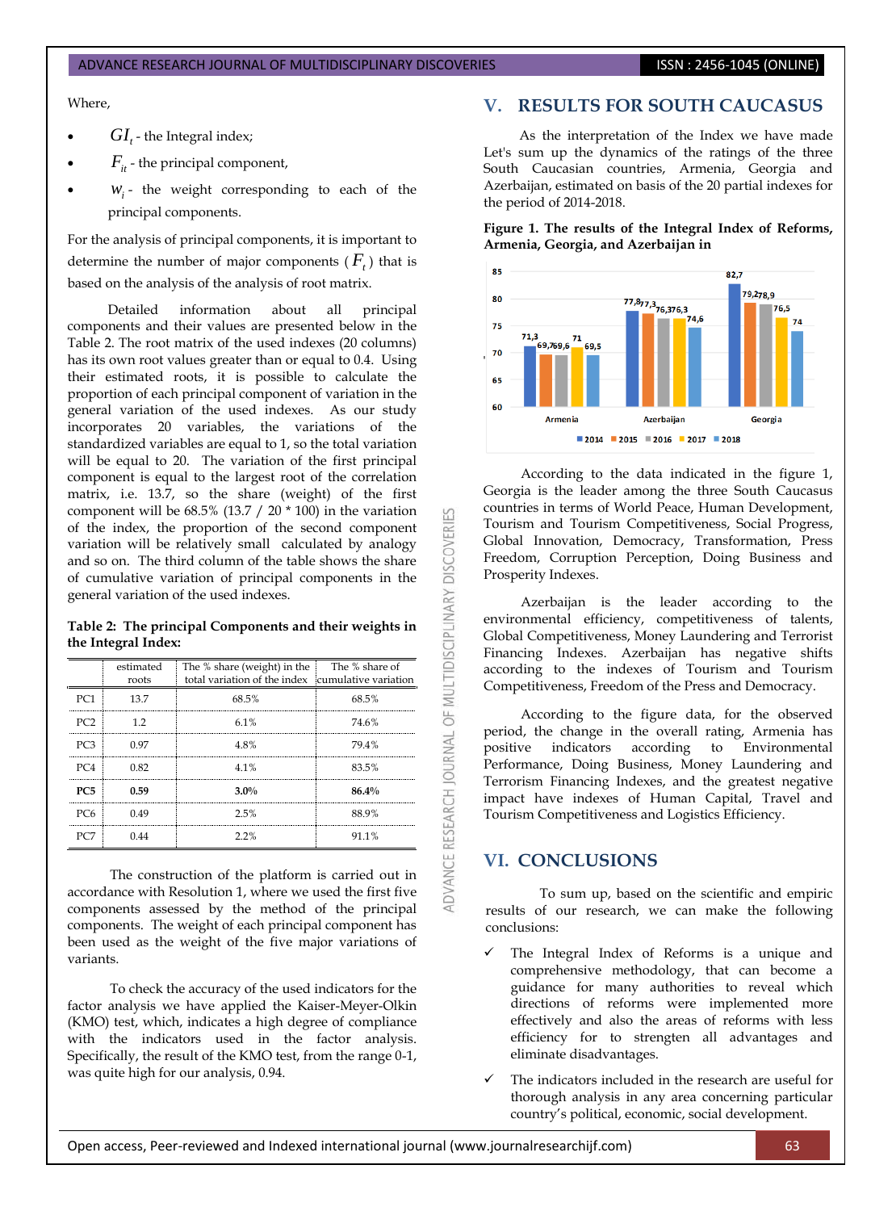Where,

- $GI_t$ - the Integral index;
- $F_{it}$ - the principal component,
- $w_i$ - the weight corresponding to each of the principal components.

For the analysis of principal components, it is important to determine the number of major components ($F_t$) that is based on the analysis of the analysis of root matrix.

Detailed information about all principal components and their values are presented below in the Table 2. The root matrix of the used indexes (20 columns) has its own root values greater than or equal to 0.4. Using their estimated roots, it is possible to calculate the proportion of each principal component of variation in the general variation of the used indexes. As our study incorporates 20 variables, the variations of the standardized variables are equal to 1, so the total variation will be equal to 20. The variation of the first principal component is equal to the largest root of the correlation matrix, i.e. 13.7, so the share (weight) of the first component will be 68.5% (13.7 / 20 * 100) in the variation of the index, the proportion of the second component variation will be relatively small calculated by analogy and so on. The third column of the table shows the share of cumulative variation of principal components in the general variation of the used indexes.

**Table 2: The principal Components and their weights in the Integral Index:**

| | estimated roots | The % share (weight) in the total variation of the index | The % share of cumulative variation |
|---|---|---|---|
| PC1 | 13.7 | 68.5% | 68.5% |
| PC2 | 1.2 | 6.1% | 74.6% |
| PC3 | 0.97 | 4.8% | 79.4% |
| PC4 | 0.82 | 4.1% | 83.5% |
| **PC5** | **0.59** | **3.0%** | **86.4%** |
| PC6 | 0.49 | 2.5% | 88.9% |
| PC7 | 0.44 | 2.2% | 91.1% |

The construction of the platform is carried out in accordance with Resolution 1, where we used the first five components assessed by the method of the principal components. The weight of each principal component has been used as the weight of the five major variations of variants.

To check the accuracy of the used indicators for the factor analysis we have applied the Kaiser-Meyer-Olkin (KMO) test, which, indicates a high degree of compliance with the indicators used in the factor analysis. Specifically, the result of the KMO test, from the range 0-1, was quite high for our analysis, 0.94.

## V. RESULTS FOR SOUTH CAUCASUS

As the interpretation of the Index we have made Let's sum up the dynamics of the ratings of the three South Caucasian countries, Armenia, Georgia and Azerbaijan, estimated on basis of the 20 partial indexes for the period of 2014-2018.

**Figure 1. The results of the Integral Index of Reforms, Armenia, Georgia, and Azerbaijan in**

| | 2014 | 2015 | 2016 | 2017 | 2018 |
|---|---|---|---|---|---|
| Armenia | 71,3 | 69,7 | 69,6 | 71 | 69,5 |
| Azerbaijan | 77,8 | 77,3 | 76,3 | 76,3 | 74,6 |
| Georgia | 82,7 | 79,2 | 78,9 | 76,5 | 74 |

According to the data indicated in the figure 1, Georgia is the leader among the three South Caucasus countries in terms of World Peace, Human Development, Tourism and Tourism Competitiveness, Social Progress, Global Innovation, Democracy, Transformation, Press Freedom, Corruption Perception, Doing Business and Prosperity Indexes.

Azerbaijan is the leader according to the environmental efficiency, competitiveness of talents, Global Competitiveness, Money Laundering and Terrorist Financing Indexes. Azerbaijan has negative shifts according to the indexes of Tourism and Tourism Competitiveness, Freedom of the Press and Democracy.

According to the figure data, for the observed period, the change in the overall rating, Armenia has positive indicators according to Environmental Performance, Doing Business, Money Laundering and Terrorism Financing Indexes, and the greatest negative impact have indexes of Human Capital, Travel and Tourism Competitiveness and Logistics Efficiency.

## VI. CONCLUSIONS

To sum up, based on the scientific and empiric results of our research, we can make the following conclusions:

- ✓ The Integral Index of Reforms is a unique and comprehensive methodology, that can become a guidance for many authorities to reveal which directions of reforms were implemented more effectively and also the areas of reforms with less efficiency for to strengten all advantages and eliminate disadvantages.
- ✓ The indicators included in the research are useful for thorough analysis in any area concerning particular country's political, economic, social development.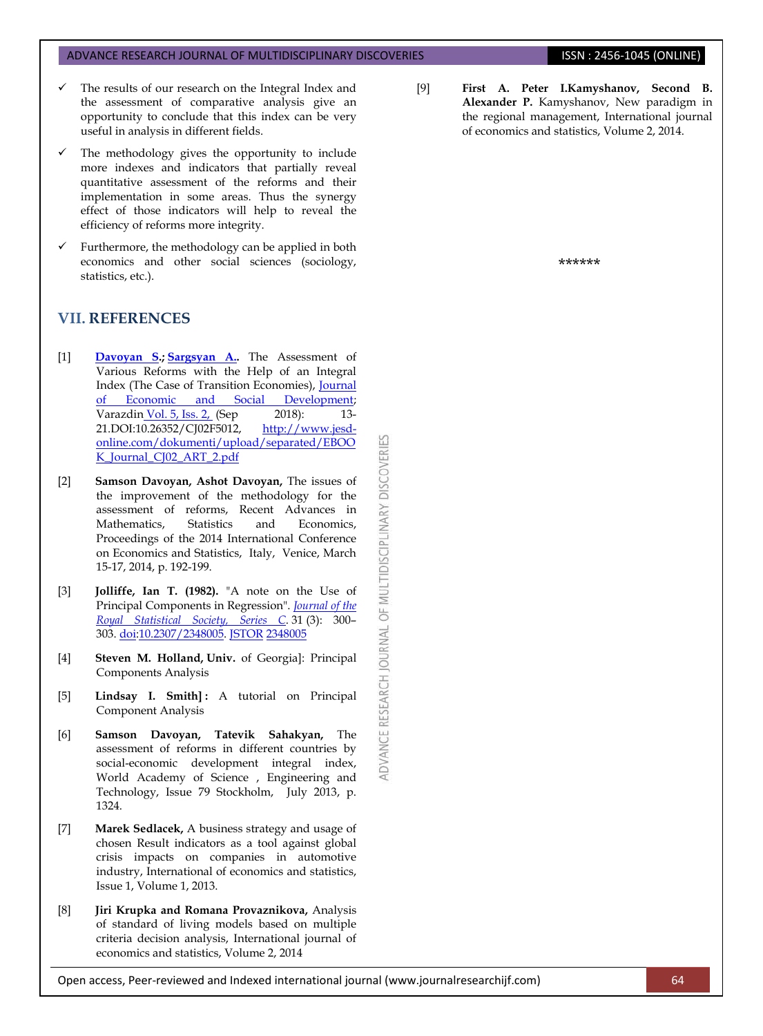- ✓ The results of our research on the Integral Index and the assessment of comparative analysis give an opportunity to conclude that this index can be very useful in analysis in different fields.
- ✓ The methodology gives the opportunity to include more indexes and indicators that partially reveal quantitative assessment of the reforms and their implementation in some areas. Thus the synergy effect of those indicators will help to reveal the efficiency of reforms more integrity.
- ✓ Furthermore, the methodology can be applied in both economics and other social sciences (sociology, statistics, etc.).

## VII. REFERENCES

[1] **Davoyan S.; Sargsyan A..** The Assessment of Various Reforms with the Help of an Integral Index (The Case of Transition Economies), Journal of Economic and Social Development; Varazdin Vol. 5, Iss. 2, (Sep 2018): 13-21.DOI:10.26352/CJ02F5012, http://www.jesd-online.com/dokumenti/upload/separated/EBOOK_Journal_CJ02_ART_2.pdf

[2] **Samson Davoyan, Ashot Davoyan,** The issues of the improvement of the methodology for the assessment of reforms, Recent Advances in Mathematics, Statistics and Economics, Proceedings of the 2014 International Conference on Economics and Statistics, Italy, Venice, March 15-17, 2014, p. 192-199.

[3] **Jolliffe, Ian T. (1982).** "A note on the Use of Principal Components in Regression". *Journal of the Royal Statistical Society, Series C*. 31 (3): 300–303. doi:10.2307/2348005. JSTOR 2348005

[4] **Steven M. Holland, Univ.** of Georgia]: Principal Components Analysis

[5] **Lindsay I. Smith]:** A tutorial on Principal Component Analysis

[6] **Samson Davoyan, Tatevik Sahakyan,** The assessment of reforms in different countries by social-economic development integral index, World Academy of Science , Engineering and Technology, Issue 79 Stockholm, July 2013, p. 1324.

[7] **Marek Sedlacek,** A business strategy and usage of chosen Result indicators as a tool against global crisis impacts on companies in automotive industry, International of economics and statistics, Issue 1, Volume 1, 2013.

[8] **Jiri Krupka and Romana Provaznikova,** Analysis of standard of living models based on multiple criteria decision analysis, International journal of economics and statistics, Volume 2, 2014

[9] **First A. Peter I.Kamyshanov, Second B. Alexander P.** Kamyshanov, New paradigm in the regional management, International journal of economics and statistics, Volume 2, 2014.

******